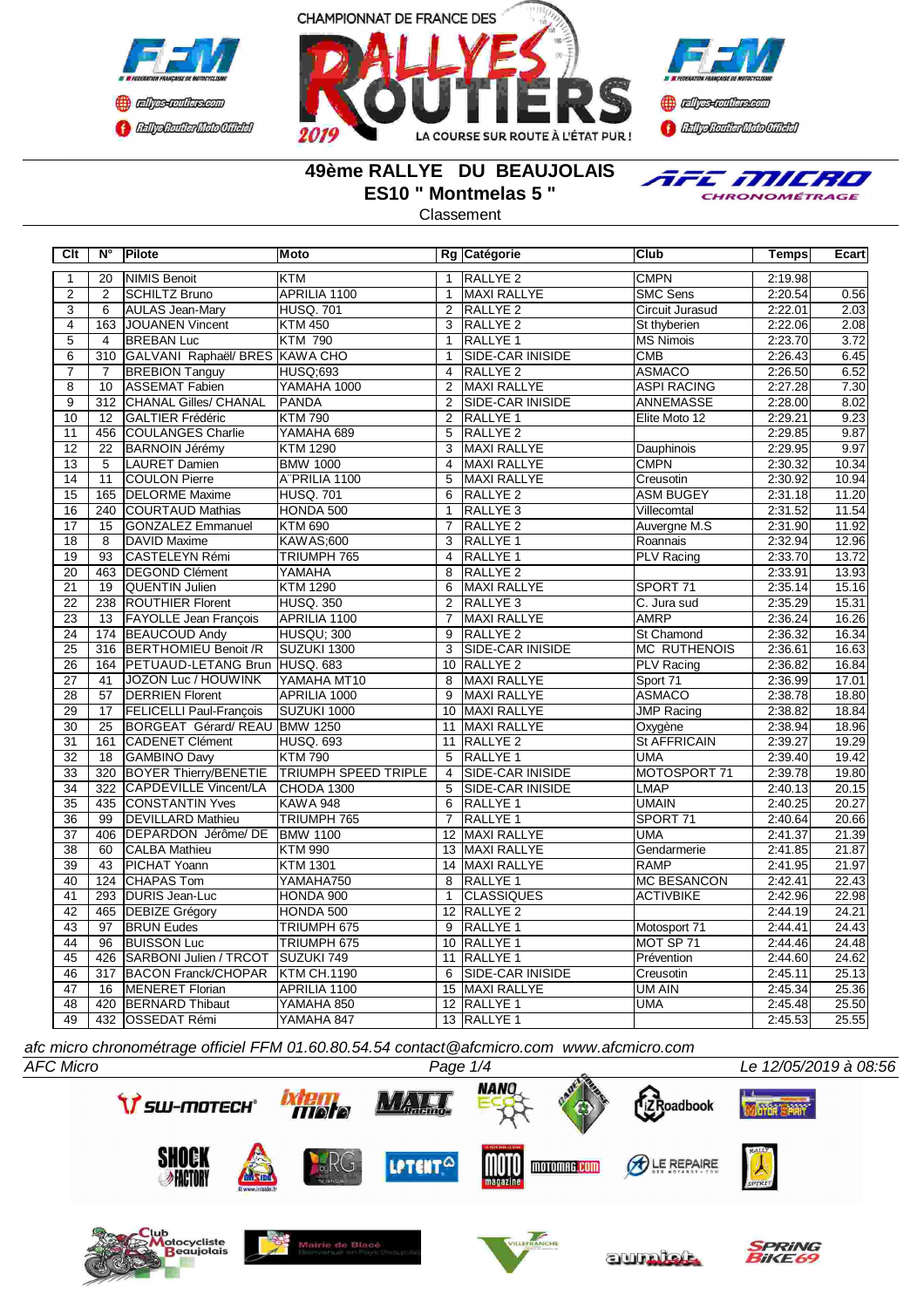CHAMPIONNAT DE FRANCE DES RALLYES ROUTIERS 2019

# 49ème RALLYE DU BEAUJOLAIS

## ES10 " Montmelas 5 "

Classement

| Clt | N° | Pilote | Moto | Rg | Catégorie | Club | Temps | Ecart |
|---|---|---|---|---|---|---|---|---|
| 1 | 20 | NIMIS Benoit | KTM | 1 | RALLYE 2 | CMPN | 2:19.98 | |
| 2 | 2 | SCHILTZ Bruno | APRILIA 1100 | 1 | MAXI RALLYE | SMC Sens | 2:20.54 | 0.56 |
| 3 | 6 | AULAS Jean-Mary | HUSQ. 701 | 2 | RALLYE 2 | Circuit Jurasud | 2:22.01 | 2.03 |
| 4 | 163 | JOUANEN Vincent | KTM 450 | 3 | RALLYE 2 | St thyberien | 2:22.06 | 2.08 |
| 5 | 4 | BREBAN Luc | KTM 790 | 1 | RALLYE 1 | MS Nimois | 2:23.70 | 3.72 |
| 6 | 310 | GALVANI Raphaël/ BRES | KAWA CHO | 1 | SIDE-CAR INISIDE | CMB | 2:26.43 | 6.45 |
| 7 | 7 | BREBION Tanguy | HUSQ;693 | 4 | RALLYE 2 | ASMACO | 2:26.50 | 6.52 |
| 8 | 10 | ASSEMAT Fabien | YAMAHA 1000 | 2 | MAXI RALLYE | ASPI RACING | 2:27.28 | 7.30 |
| 9 | 312 | CHANAL Gilles/ CHANAL | PANDA | 2 | SIDE-CAR INISIDE | ANNEMASSE | 2:28.00 | 8.02 |
| 10 | 12 | GALTIER Frédéric | KTM 790 | 2 | RALLYE 1 | Elite Moto 12 | 2:29.21 | 9.23 |
| 11 | 456 | COULANGES Charlie | YAMAHA 689 | 5 | RALLYE 2 | | 2:29.85 | 9.87 |
| 12 | 22 | BARNOIN Jérémy | KTM 1290 | 3 | MAXI RALLYE | Dauphinois | 2:29.95 | 9.97 |
| 13 | 5 | LAURET Damien | BMW 1000 | 4 | MAXI RALLYE | CMPN | 2:30.32 | 10.34 |
| 14 | 11 | COULON Pierre | A`PRILIA 1100 | 5 | MAXI RALLYE | Creusotin | 2:30.92 | 10.94 |
| 15 | 165 | DELORME Maxime | HUSQ. 701 | 6 | RALLYE 2 | ASM BUGEY | 2:31.18 | 11.20 |
| 16 | 240 | COURTAUD Mathias | HONDA 500 | 1 | RALLYE 3 | Villecomtal | 2:31.52 | 11.54 |
| 17 | 15 | GONZALEZ Emmanuel | KTM 690 | 7 | RALLYE 2 | Auvergne M.S | 2:31.90 | 11.92 |
| 18 | 8 | DAVID Maxime | KAWAS;600 | 3 | RALLYE 1 | Roannais | 2:32.94 | 12.96 |
| 19 | 93 | CASTELEYN Rémi | TRIUMPH 765 | 4 | RALLYE 1 | PLV Racing | 2:33.70 | 13.72 |
| 20 | 463 | DEGOND Clément | YAMAHA | 8 | RALLYE 2 | | 2:33.91 | 13.93 |
| 21 | 19 | QUENTIN Julien | KTM 1290 | 6 | MAXI RALLYE | SPORT 71 | 2:35.14 | 15.16 |
| 22 | 238 | ROUTHIER Florent | HUSQ. 350 | 2 | RALLYE 3 | C. Jura sud | 2:35.29 | 15.31 |
| 23 | 13 | FAYOLLE Jean François | APRILIA 1100 | 7 | MAXI RALLYE | AMRP | 2:36.24 | 16.26 |
| 24 | 174 | BEAUCOUD Andy | HUSQU; 300 | 9 | RALLYE 2 | St Chamond | 2:36.32 | 16.34 |
| 25 | 316 | BERTHOMIEU Benoit /R | SUZUKI 1300 | 3 | SIDE-CAR INISIDE | MC RUTHENOIS | 2:36.61 | 16.63 |
| 26 | 164 | PETUAUD-LETANG Brun | HUSQ. 683 | 10 | RALLYE 2 | PLV Racing | 2:36.82 | 16.84 |
| 27 | 41 | JOZON Luc / HOUWINK | YAMAHA MT10 | 8 | MAXI RALLYE | Sport 71 | 2:36.99 | 17.01 |
| 28 | 57 | DERRIEN Florent | APRILIA 1000 | 9 | MAXI RALLYE | ASMACO | 2:38.78 | 18.80 |
| 29 | 17 | FELICELLI Paul-François | SUZUKI 1000 | 10 | MAXI RALLYE | JMP Racing | 2:38.82 | 18.84 |
| 30 | 25 | BORGEAT Gérard/ REAU | BMW 1250 | 11 | MAXI RALLYE | Oxygène | 2:38.94 | 18.96 |
| 31 | 161 | CADENET Clément | HUSQ. 693 | 11 | RALLYE 2 | St AFFRICAIN | 2:39.27 | 19.29 |
| 32 | 18 | GAMBINO Davy | KTM 790 | 5 | RALLYE 1 | UMA | 2:39.40 | 19.42 |
| 33 | 320 | BOYER Thierry/BENETIE | TRIUMPH SPEED TRIPLE | 4 | SIDE-CAR INISIDE | MOTOSPORT 71 | 2:39.78 | 19.80 |
| 34 | 322 | CAPDEVILLE Vincent/LA | CHODA 1300 | 5 | SIDE-CAR INISIDE | LMAP | 2:40.13 | 20.15 |
| 35 | 435 | CONSTANTIN Yves | KAWA 948 | 6 | RALLYE 1 | UMAIN | 2:40.25 | 20.27 |
| 36 | 99 | DEVILLARD Mathieu | TRIUMPH 765 | 7 | RALLYE 1 | SPORT 71 | 2:40.64 | 20.66 |
| 37 | 406 | DEPARDON Jérôme/ DE | BMW 1100 | 12 | MAXI RALLYE | UMA | 2:41.37 | 21.39 |
| 38 | 60 | CALBA Mathieu | KTM 990 | 13 | MAXI RALLYE | Gendarmerie | 2:41.85 | 21.87 |
| 39 | 43 | PICHAT Yoann | KTM 1301 | 14 | MAXI RALLYE | RAMP | 2:41.95 | 21.97 |
| 40 | 124 | CHAPAS Tom | YAMAHA750 | 8 | RALLYE 1 | MC BESANCON | 2:42.41 | 22.43 |
| 41 | 293 | DURIS Jean-Luc | HONDA 900 | 1 | CLASSIQUES | ACTIVBIKE | 2:42.96 | 22.98 |
| 42 | 465 | DEBIZE Grégory | HONDA 500 | 12 | RALLYE 2 | | 2:44.19 | 24.21 |
| 43 | 97 | BRUN Eudes | TRIUMPH 675 | 9 | RALLYE 1 | Motosport 71 | 2:44.41 | 24.43 |
| 44 | 96 | BUISSON Luc | TRIUMPH 675 | 10 | RALLYE 1 | MOT SP 71 | 2:44.46 | 24.48 |
| 45 | 426 | SARBONI Julien / TRCOT | SUZUKI 749 | 11 | RALLYE 1 | Prévention | 2:44.60 | 24.62 |
| 46 | 317 | BACON Franck/CHOPAR | KTM CH.1190 | 6 | SIDE-CAR INISIDE | Creusotin | 2:45.11 | 25.13 |
| 47 | 16 | MENERET Florian | APRILIA 1100 | 15 | MAXI RALLYE | UM AIN | 2:45.34 | 25.36 |
| 48 | 420 | BERNARD Thibaut | YAMAHA 850 | 12 | RALLYE 1 | UMA | 2:45.48 | 25.50 |
| 49 | 432 | OSSEDAT Rémi | YAMAHA 847 | 13 | RALLYE 1 | | 2:45.53 | 25.55 |

*afc micro chronométrage officiel FFM 01.60.80.54.54 contact@afcmicro.com www.afcmicro.com*

*AFC Micro* — *Le 12/05/2019 à 08:56*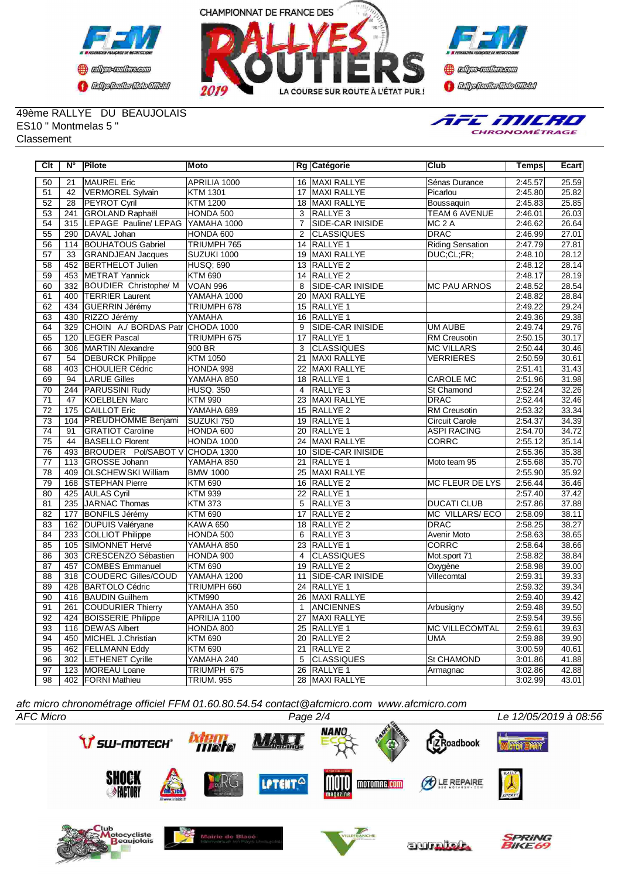49ème RALLYE DU BEAUJOLAIS
ES10 " Montmelas 5 "
Classement

| Clt | N° | Pilote | Moto | Rg | Catégorie | Club | Temps | Ecart |
|---|---|---|---|---|---|---|---|---|
| 50 | 21 | MAUREL Eric | APRILIA 1000 | 16 | MAXI RALLYE | Sénas Durance | 2:45.57 | 25.59 |
| 51 | 42 | VERMOREL Sylvain | KTM 1301 | 17 | MAXI RALLYE | Picarlou | 2:45.80 | 25.82 |
| 52 | 28 | PEYROT Cyril | KTM 1200 | 18 | MAXI RALLYE | Boussaquin | 2:45.83 | 25.85 |
| 53 | 241 | GROLAND Raphaël | HONDA 500 | 3 | RALLYE 3 | TEAM 6 AVENUE | 2:46.01 | 26.03 |
| 54 | 315 | LEPAGE Pauline/ LEPAG | YAMAHA 1000 | 7 | SIDE-CAR INISIDE | MC 2 A | 2:46.62 | 26.64 |
| 55 | 290 | DAVAL Johan | HONDA 600 | 2 | CLASSIQUES | DRAC | 2:46.99 | 27.01 |
| 56 | 114 | BOUHATOUS Gabriel | TRIUMPH 765 | 14 | RALLYE 1 | Riding Sensation | 2:47.79 | 27.81 |
| 57 | 33 | GRANDJEAN Jacques | SUZUKI 1000 | 19 | MAXI RALLYE | DUC;CL;FR; | 2:48.10 | 28.12 |
| 58 | 452 | BERTHELOT Julien | HUSQ; 690 | 13 | RALLYE 2 | | 2:48.12 | 28.14 |
| 59 | 453 | METRAT Yannick | KTM 690 | 14 | RALLYE 2 | | 2:48.17 | 28.19 |
| 60 | 332 | BOUDIER Christophe/ M | VOAN 996 | 8 | SIDE-CAR INISIDE | MC PAU ARNOS | 2:48.52 | 28.54 |
| 61 | 400 | TERRIER Laurent | YAMAHA 1000 | 20 | MAXI RALLYE | | 2:48.82 | 28.84 |
| 62 | 434 | GUERRIN Jérémy | TRIUMPH 678 | 15 | RALLYE 1 | | 2:49.22 | 29.24 |
| 63 | 430 | RIZZO Jérémy | YAMAHA | 16 | RALLYE 1 | | 2:49.36 | 29.38 |
| 64 | 329 | CHOIN A./ BORDAS Patr | CHODA 1000 | 9 | SIDE-CAR INISIDE | UM AUBE | 2:49.74 | 29.76 |
| 65 | 120 | LEGER Pascal | TRIUMPH 675 | 17 | RALLYE 1 | RM Creusotin | 2:50.15 | 30.17 |
| 66 | 306 | MARTIN Alexandre | 900 BR | 3 | CLASSIQUES | MC VILLARS | 2:50.44 | 30.46 |
| 67 | 54 | DEBURCK Philippe | KTM 1050 | 21 | MAXI RALLYE | VERRIERES | 2:50.59 | 30.61 |
| 68 | 403 | CHOULIER Cédric | HONDA 998 | 22 | MAXI RALLYE | | 2:51.41 | 31.43 |
| 69 | 94 | LARUE Gilles | YAMAHA 850 | 18 | RALLYE 1 | CAROLE MC | 2:51.96 | 31.98 |
| 70 | 244 | PARUSSINI Rudy | HUSQ. 350 | 4 | RALLYE 3 | St Chamond | 2:52.24 | 32.26 |
| 71 | 47 | KOELBLEN Marc | KTM 990 | 23 | MAXI RALLYE | DRAC | 2:52.44 | 32.46 |
| 72 | 175 | CAILLOT Eric | YAMAHA 689 | 15 | RALLYE 2 | RM Creusotin | 2:53.32 | 33.34 |
| 73 | 104 | PREUDHOMME Benjami | SUZUKI 750 | 19 | RALLYE 1 | Circuit Carole | 2:54.37 | 34.39 |
| 74 | 91 | GRATIOT Caroline | HONDA 600 | 20 | RALLYE 1 | ASPI RACING | 2:54.70 | 34.72 |
| 75 | 44 | BASELLO Florent | HONDA 1000 | 24 | MAXI RALLYE | CORRC | 2:55.12 | 35.14 |
| 76 | 493 | BROUDER Pol/SABOT V | CHODA 1300 | 10 | SIDE-CAR INISIDE | | 2:55.36 | 35.38 |
| 77 | 113 | GROSSE Johann | YAMAHA 850 | 21 | RALLYE 1 | Moto team 95 | 2:55.68 | 35.70 |
| 78 | 409 | OLSCHEWSKI William | BMW 1000 | 25 | MAXI RALLYE | | 2:55.90 | 35.92 |
| 79 | 168 | STEPHAN Pierre | KTM 690 | 16 | RALLYE 2 | MC FLEUR DE LYS | 2:56.44 | 36.46 |
| 80 | 425 | AULAS Cyril | KTM 939 | 22 | RALLYE 1 | | 2:57.40 | 37.42 |
| 81 | 235 | JARNAC Thomas | KTM 373 | 5 | RALLYE 3 | DUCATI CLUB | 2:57.86 | 37.88 |
| 82 | 177 | BONFILS Jérémy | KTM 690 | 17 | RALLYE 2 | MC VILLARS/ ECO | 2:58.09 | 38.11 |
| 83 | 162 | DUPUIS Valéryane | KAWA 650 | 18 | RALLYE 2 | DRAC | 2:58.25 | 38.27 |
| 84 | 233 | COLLIOT Philippe | HONDA 500 | 6 | RALLYE 3 | Avenir Moto | 2:58.63 | 38.65 |
| 85 | 105 | SIMONNET Hervé | YAMAHA 850 | 23 | RALLYE 1 | CORRC | 2:58.64 | 38.66 |
| 86 | 303 | CRESCENZO Sébastien | HONDA 900 | 4 | CLASSIQUES | Mot.sport 71 | 2:58.82 | 38.84 |
| 87 | 457 | COMBES Emmanuel | KTM 690 | 19 | RALLYE 2 | Oxygène | 2:58.98 | 39.00 |
| 88 | 318 | COUDERC Gilles/COUD | YAMAHA 1200 | 11 | SIDE-CAR INISIDE | Villecomtal | 2:59.31 | 39.33 |
| 89 | 428 | BARTOLO Cédric | TRIUMPH 660 | 24 | RALLYE 1 | | 2:59.32 | 39.34 |
| 90 | 416 | BAUDIN Guilhem | KTM990 | 26 | MAXI RALLYE | | 2:59.40 | 39.42 |
| 91 | 261 | COUDURIER Thierry | YAMAHA 350 | 1 | ANCIENNES | Arbusigny | 2:59.48 | 39.50 |
| 92 | 424 | BOISSERIE Philippe | APRILIA 1100 | 27 | MAXI RALLYE | | 2:59.54 | 39.56 |
| 93 | 116 | DEWAS Albert | HONDA 800 | 25 | RALLYE 1 | MC VILLECOMTAL | 2:59.61 | 39.63 |
| 94 | 450 | MICHEL J.Christian | KTM 690 | 20 | RALLYE 2 | UMA | 2:59.88 | 39.90 |
| 95 | 462 | FELLMANN Eddy | KTM 690 | 21 | RALLYE 2 | | 3:00.59 | 40.61 |
| 96 | 302 | LETHENET Cyrille | YAMAHA 240 | 5 | CLASSIQUES | St CHAMOND | 3:01.86 | 41.88 |
| 97 | 123 | MOREAU Loane | TRIUMPH 675 | 26 | RALLYE 1 | Armagnac | 3:02.86 | 42.88 |
| 98 | 402 | FORNI Mathieu | TRIUM. 955 | 28 | MAXI RALLYE | | 3:02.99 | 43.01 |

*afc micro chronométrage officiel FFM 01.60.80.54.54 contact@afcmicro.com www.afcmicro.com*

*AFC Micro* — *Le 12/05/2019 à 08:56*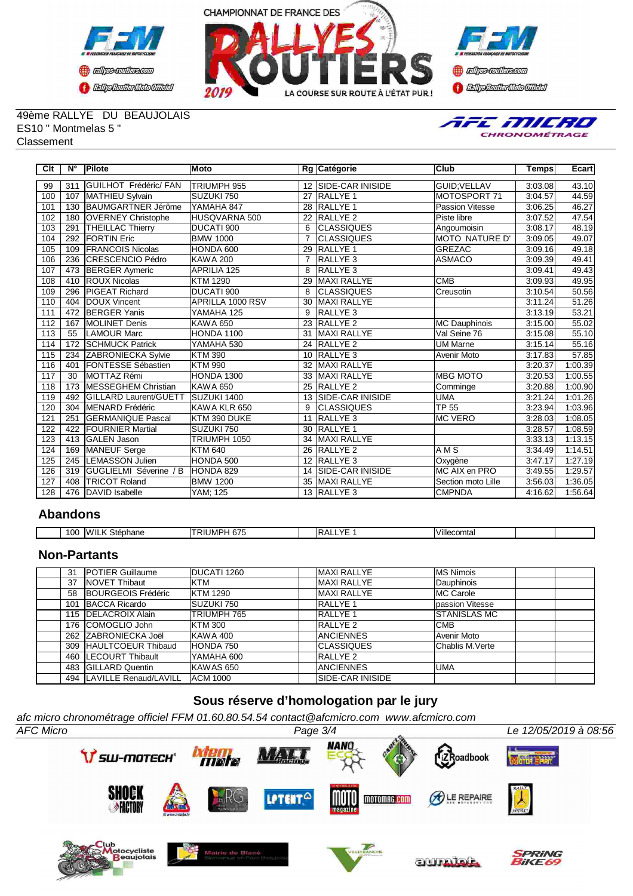CHAMPIONNAT DE FRANCE DES RALLYES ROUTIERS 2019 — LA COURSE SUR ROUTE À L'ÉTAT PUR !

49ème RALLYE DU BEAUJOLAIS
ES10 " Montmelas 5 "
Classement

| Clt | N° | Pilote | Moto | Rg | Catégorie | Club | Temps | Ecart |
|---|---|---|---|---|---|---|---|---|
| 99 | 311 | GUILHOT Frédéric/ FAN | TRIUMPH 955 | 12 | SIDE-CAR INISIDE | GUID;VELLAV | 3:03.08 | 43.10 |
| 100 | 107 | MATHIEU Sylvain | SUZUKI 750 | 27 | RALLYE 1 | MOTOSPORT 71 | 3:04.57 | 44.59 |
| 101 | 130 | BAUMGARTNER Jérôme | YAMAHA 847 | 28 | RALLYE 1 | Passion Vitesse | 3:06.25 | 46.27 |
| 102 | 180 | OVERNEY Christophe | HUSQVARNA 500 | 22 | RALLYE 2 | Piste libre | 3:07.52 | 47.54 |
| 103 | 291 | THEILLAC Thierry | DUCATI 900 | 6 | CLASSIQUES | Angoumoisin | 3:08.17 | 48.19 |
| 104 | 292 | FORTIN Eric | BMW 1000 | 7 | CLASSIQUES | MOTO NATURE D' | 3:09.05 | 49.07 |
| 105 | 109 | FRANCOIS Nicolas | HONDA 600 | 29 | RALLYE 1 | GREZAC | 3:09.16 | 49.18 |
| 106 | 236 | CRESCENCIO Pédro | KAWA 200 | 7 | RALLYE 3 | ASMACO | 3:09.39 | 49.41 |
| 107 | 473 | BERGER Aymeric | APRILIA 125 | 8 | RALLYE 3 | | 3:09.41 | 49.43 |
| 108 | 410 | ROUX Nicolas | KTM 1290 | 29 | MAXI RALLYE | CMB | 3:09.93 | 49.95 |
| 109 | 296 | PIGEAT Richard | DUCATI 900 | 8 | CLASSIQUES | Creusotin | 3:10.54 | 50.56 |
| 110 | 404 | DOUX Vincent | APRILLA 1000 RSV | 30 | MAXI RALLYE | | 3:11.24 | 51.26 |
| 111 | 472 | BERGER Yanis | YAMAHA 125 | 9 | RALLYE 3 | | 3:13.19 | 53.21 |
| 112 | 167 | MOLINET Denis | KAWA 650 | 23 | RALLYE 2 | MC Dauphinois | 3:15.00 | 55.02 |
| 113 | 55 | LAMOUR Marc | HONDA 1100 | 31 | MAXI RALLYE | Val Seine 76 | 3:15.08 | 55.10 |
| 114 | 172 | SCHMUCK Patrick | YAMAHA 530 | 24 | RALLYE 2 | UM Marne | 3:15.14 | 55.16 |
| 115 | 234 | ZABRONIECKA Sylvie | KTM 390 | 10 | RALLYE 3 | Avenir Moto | 3:17.83 | 57.85 |
| 116 | 401 | FONTESSE Sébastien | KTM 990 | 32 | MAXI RALLYE | | 3:20.37 | 1:00.39 |
| 117 | 30 | MOTTAZ Rémi | HONDA 1300 | 33 | MAXI RALLYE | MBG MOTO | 3:20.53 | 1:00.55 |
| 118 | 173 | MESSEGHEM Christian | KAWA 650 | 25 | RALLYE 2 | Comminge | 3:20.88 | 1:00.90 |
| 119 | 492 | GILLARD Laurent/GUETT | SUZUKI 1400 | 13 | SIDE-CAR INISIDE | UMA | 3:21.24 | 1:01.26 |
| 120 | 304 | MENARD Frédéric | KAWA KLR 650 | 9 | CLASSIQUES | TP 55 | 3:23.94 | 1:03.96 |
| 121 | 251 | GERMANIQUE Pascal | KTM 390 DUKE | 11 | RALLYE 3 | MC VERO | 3:28.03 | 1:08.05 |
| 122 | 422 | FOURNIER Martial | SUZUKI 750 | 30 | RALLYE 1 | | 3:28.57 | 1:08.59 |
| 123 | 413 | GALEN Jason | TRIUMPH 1050 | 34 | MAXI RALLYE | | 3:33.13 | 1:13.15 |
| 124 | 169 | MANEUF Serge | KTM 640 | 26 | RALLYE 2 | A M S | 3:34.49 | 1:14.51 |
| 125 | 245 | LEMASSON Julien | HONDA 500 | 12 | RALLYE 3 | Oxygène | 3:47.17 | 1:27.19 |
| 126 | 319 | GUGLIELMI Séverine / B | HONDA 829 | 14 | SIDE-CAR INISIDE | MC AIX en PRO | 3:49.55 | 1:29.57 |
| 127 | 408 | TRICOT Roland | BMW 1200 | 35 | MAXI RALLYE | Section moto Lille | 3:56.03 | 1:36.05 |
| 128 | 476 | DAVID Isabelle | YAM; 125 | 13 | RALLYE 3 | CMPNDA | 4:16.62 | 1:56.64 |

## Abandons

| Clt | N° | Pilote | Moto | Rg | Catégorie | Club | Temps | Ecart |
|---|---|---|---|---|---|---|---|---|
| | 100 | WILK Stéphane | TRIUMPH 675 | | RALLYE 1 | Villecomtal | | |

## Non-Partants

| Clt | N° | Pilote | Moto | Rg | Catégorie | Club | Temps | Ecart |
|---|---|---|---|---|---|---|---|---|
| | 31 | POTIER Guillaume | DUCATI 1260 | | MAXI RALLYE | MS Nimois | | |
| | 37 | NOVET Thibaut | KTM | | MAXI RALLYE | Dauphinois | | |
| | 58 | BOURGEOIS Frédéric | KTM 1290 | | MAXI RALLYE | MC Carole | | |
| | 101 | BACCA Ricardo | SUZUKI 750 | | RALLYE 1 | passion Vitesse | | |
| | 115 | DELACROIX Alain | TRIUMPH 765 | | RALLYE 1 | STANISLAS MC | | |
| | 176 | COMOGLIO John | KTM 300 | | RALLYE 2 | CMB | | |
| | 262 | ZABRONIECKA Joël | KAWA 400 | | ANCIENNES | Avenir Moto | | |
| | 309 | HAULTCOEUR Thibaud | HONDA 750 | | CLASSIQUES | Chablis M.Verte | | |
| | 460 | LECOURT Thibault | YAMAHA 600 | | RALLYE 2 | | | |
| | 483 | GILLARD Quentin | KAWAS 650 | | ANCIENNES | UMA | | |
| | 494 | LAVILLE Renaud/LAVILL | ACM 1000 | | SIDE-CAR INISIDE | | | |

**Sous réserve d'homologation par le jury**

*afc micro chronométrage officiel FFM 01.60.80.54.54 contact@afcmicro.com www.afcmicro.com*

*AFC Micro* — *Le 12/05/2019 à 08:56*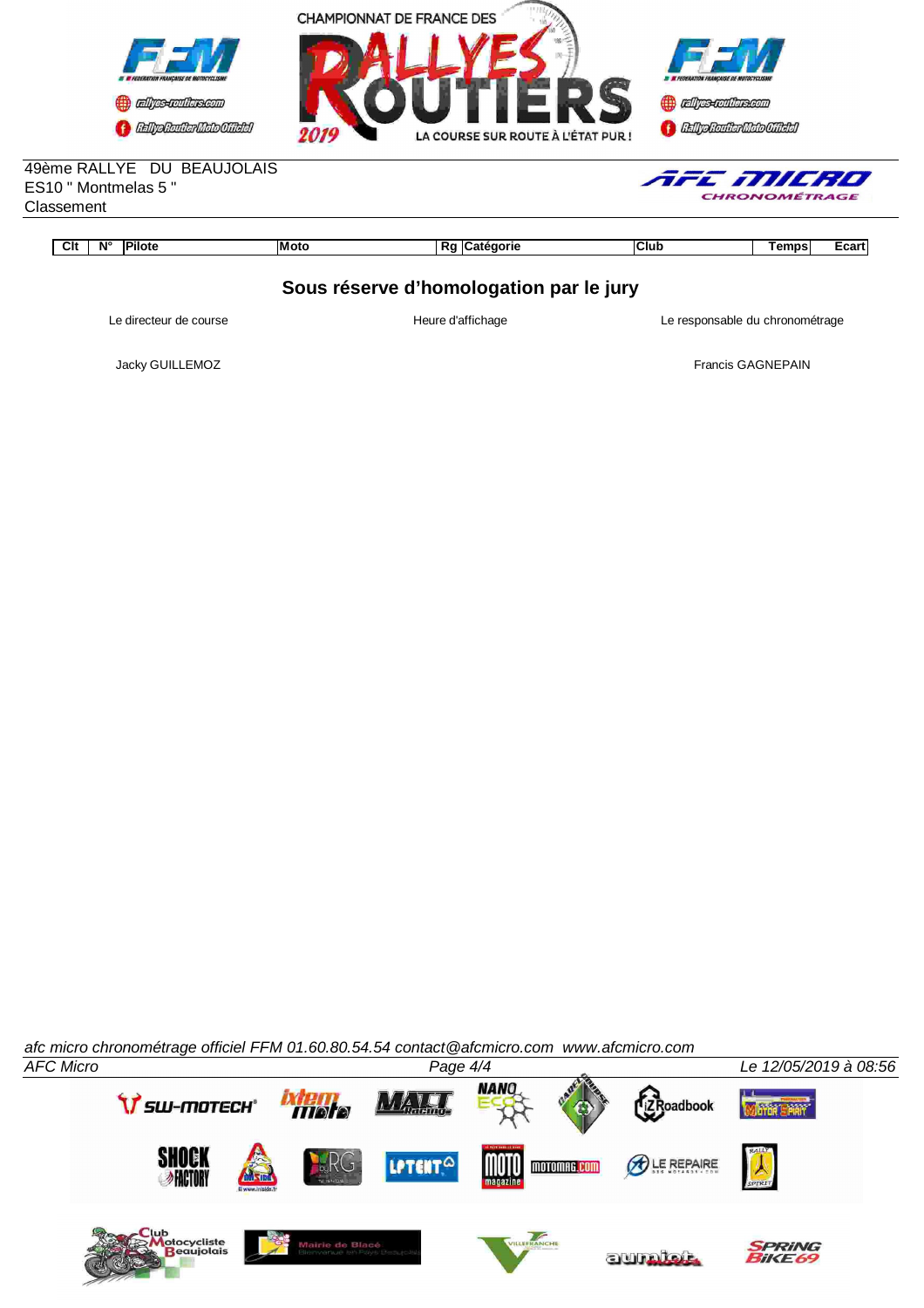49ème RALLYE DU BEAUJOLAIS
ES10 " Montmelas 5 "
Classement

| Clt | N° | Pilote | Moto | Rg | Catégorie | Club | Temps | Ecart |
|---|---|---|---|---|---|---|---|---|

## Sous réserve d'homologation par le jury

Le directeur de course — Heure d'affichage — Le responsable du chronométrage

Jacky GUILLEMOZ — Francis GAGNEPAIN

*afc micro chronométrage officiel FFM 01.60.80.54.54 contact@afcmicro.com www.afcmicro.com*

*AFC Micro* — *Le 12/05/2019 à 08:56*